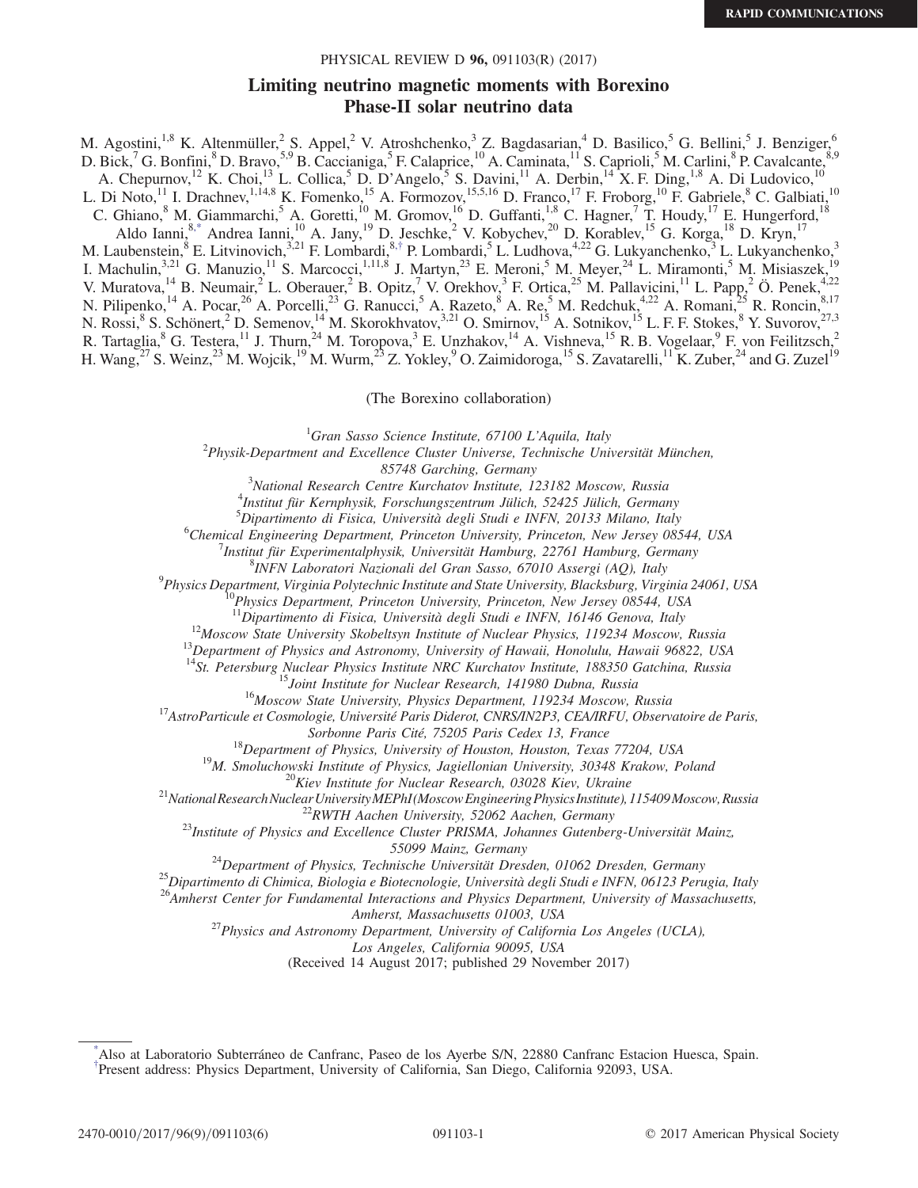RAPID COMMUNICATIONS

# Limiting neutrino magnetic moments with Borexino Phase-II solar neutrino data

M. Agostini,[1,8] K. Altenmüller,[2] S. Appel,[2] V. Atroshchenko,[3] Z. Bagdasarian,[4] D. Basilico,[5] G. Bellini,[5] J. Benziger,[6] D. Bick,[7] G. Bonfini,[8] D. Bravo,[5,9] B. Caccianiga,[5] F. Calaprice,[10] A. Caminata,[11] S. Caprioli,[5] M. Carlini,[8] P. Cavalcante,[8,9] A. Chepurnov,[12] K. Choi,[13] L. Collica,[5] D. D'Angelo,[5] S. Davini,[11] A. Derbin,[14] X. F. Ding,[1,8] A. Di Ludovico,[10] L. Di Noto,[11] I. Drachnev,[1,14,8] K. Fomenko,[15] A. Formozov,[15,5,16] D. Franco,[17] F. Froborg,[10] F. Gabriele,[8] C. Galbiati,[10] C. Ghiano,[8] M. Giammarchi,[5] A. Goretti,[10] M. Gromov,[16] D. Guffanti,[1,8] C. Hagner,[7] T. Houdy,[17] E. Hungerford,[18] Aldo Ianni,[8,*] Andrea Ianni,[10] A. Jany,[19] D. Jeschke,[2] V. Kobychev,[20] D. Korablev,[15] G. Korga,[18] D. Kryn,[17] M. Laubenstein,[8] E. Litvinovich,[3,21] F. Lombardi,[8,†] P. Lombardi,[5] L. Ludhova,[4,22] G. Lukyanchenko,[3] L. Lukyanchenko,[3] I. Machulin,[3,21] G. Manuzio,[11] S. Marcocci,[1,11,8] J. Martyn,[23] E. Meroni,[5] M. Meyer,[24] L. Miramonti,[5] M. Misiaszek,[19] V. Muratova,[14] B. Neumair,[2] L. Oberauer,[2] B. Opitz,[7] V. Orekhov,[3] F. Ortica,[25] M. Pallavicini,[11] L. Papp,[2] Ö. Penek,[4,22] N. Pilipenko,[14] A. Pocar,[26] A. Porcelli,[23] G. Ranucci,[5] A. Razeto,[8] A. Re,[5] M. Redchuk,[4,22] A. Romani,[25] R. Roncin,[8,17] N. Rossi,[8] S. Schönert,[2] D. Semenov,[14] M. Skorokhvatov,[3,21] O. Smirnov,[15] A. Sotnikov,[15] L. F. F. Stokes,[8] Y. Suvorov,[27,3] R. Tartaglia,[8] G. Testera,[11] J. Thurn,[24] M. Toropova,[3] E. Unzhakov,[14] A. Vishneva,[15] R. B. Vogelaar,[9] F. von Feilitzsch,[2] H. Wang,[27] S. Weinz,[23] M. Wojcik,[19] M. Wurm,[23] Z. Yokley,[9] O. Zaimidoroga,[15] S. Zavatarelli,[11] K. Zuber,[24] and G. Zuzel[19]

(The Borexino collaboration)

[1]*Gran Sasso Science Institute, 67100 L'Aquila, Italy*
[2]*Physik-Department and Excellence Cluster Universe, Technische Universität München, 85748 Garching, Germany*
[3]*National Research Centre Kurchatov Institute, 123182 Moscow, Russia*
[4]*Institut für Kernphysik, Forschungszentrum Jülich, 52425 Jülich, Germany*
[5]*Dipartimento di Fisica, Università degli Studi e INFN, 20133 Milano, Italy*
[6]*Chemical Engineering Department, Princeton University, Princeton, New Jersey 08544, USA*
[7]*Institut für Experimentalphysik, Universität Hamburg, 22761 Hamburg, Germany*
[8]*INFN Laboratori Nazionali del Gran Sasso, 67010 Assergi (AQ), Italy*
[9]*Physics Department, Virginia Polytechnic Institute and State University, Blacksburg, Virginia 24061, USA*
[10]*Physics Department, Princeton University, Princeton, New Jersey 08544, USA*
[11]*Dipartimento di Fisica, Università degli Studi e INFN, 16146 Genova, Italy*
[12]*Moscow State University Skobeltsyn Institute of Nuclear Physics, 119234 Moscow, Russia*
[13]*Department of Physics and Astronomy, University of Hawaii, Honolulu, Hawaii 96822, USA*
[14]*St. Petersburg Nuclear Physics Institute NRC Kurchatov Institute, 188350 Gatchina, Russia*
[15]*Joint Institute for Nuclear Research, 141980 Dubna, Russia*
[16]*Moscow State University, Physics Department, 119234 Moscow, Russia*
[17]*AstroParticule et Cosmologie, Université Paris Diderot, CNRS/IN2P3, CEA/IRFU, Observatoire de Paris, Sorbonne Paris Cité, 75205 Paris Cedex 13, France*
[18]*Department of Physics, University of Houston, Houston, Texas 77204, USA*
[19]*M. Smoluchowski Institute of Physics, Jagiellonian University, 30348 Krakow, Poland*
[20]*Kiev Institute for Nuclear Research, 03028 Kiev, Ukraine*
[21]*National Research Nuclear University MEPhI (Moscow Engineering Physics Institute), 115409 Moscow, Russia*
[22]*RWTH Aachen University, 52062 Aachen, Germany*
[23]*Institute of Physics and Excellence Cluster PRISMA, Johannes Gutenberg-Universität Mainz, 55099 Mainz, Germany*
[24]*Department of Physics, Technische Universität Dresden, 01062 Dresden, Germany*
[25]*Dipartimento di Chimica, Biologia e Biotecnologie, Università degli Studi e INFN, 06123 Perugia, Italy*
[26]*Amherst Center for Fundamental Interactions and Physics Department, University of Massachusetts, Amherst, Massachusetts 01003, USA*
[27]*Physics and Astronomy Department, University of California Los Angeles (UCLA), Los Angeles, California 90095, USA*

(Received 14 August 2017; published 29 November 2017)

---

[*]Also at Laboratorio Subterráneo de Canfranc, Paseo de los Ayerbe S/N, 22880 Canfranc Estacion Huesca, Spain.
[†]Present address: Physics Department, University of California, San Diego, California 92093, USA.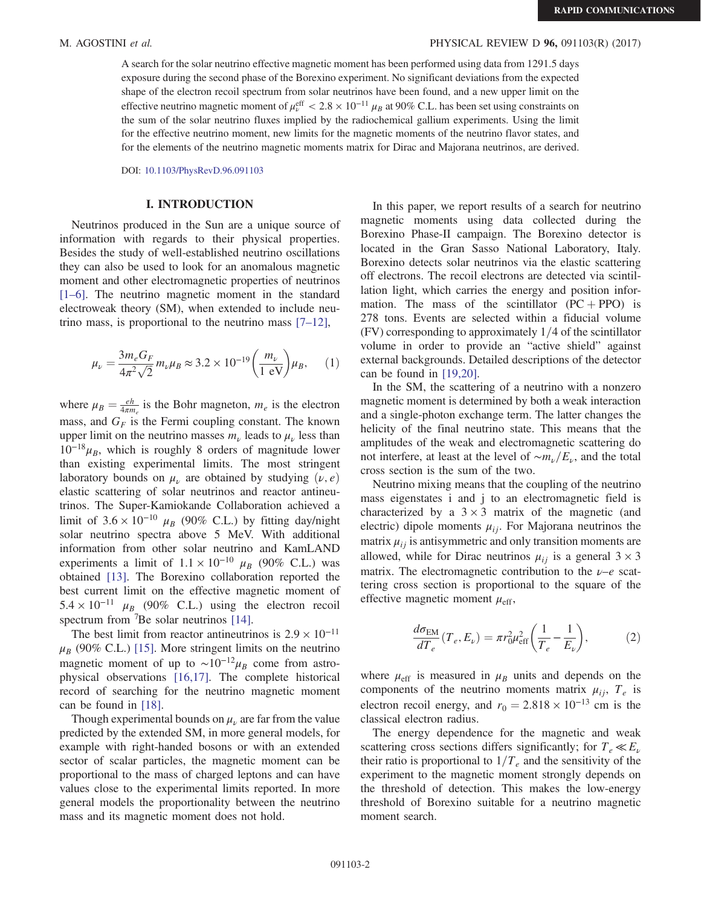A search for the solar neutrino effective magnetic moment has been performed using data from 1291.5 days exposure during the second phase of the Borexino experiment. No significant deviations from the expected shape of the electron recoil spectrum from solar neutrinos have been found, and a new upper limit on the effective neutrino magnetic moment of $\mu_\nu^{\rm eff} < 2.8 \times 10^{-11}\ \mu_B$ at 90% C.L. has been set using constraints on the sum of the solar neutrino fluxes implied by the radiochemical gallium experiments. Using the limit for the effective neutrino moment, new limits for the magnetic moments of the neutrino flavor states, and for the elements of the neutrino magnetic moments matrix for Dirac and Majorana neutrinos, are derived.

DOI: 10.1103/PhysRevD.96.091103

## I. INTRODUCTION

Neutrinos produced in the Sun are a unique source of information with regards to their physical properties. Besides the study of well-established neutrino oscillations they can also be used to look for an anomalous magnetic moment and other electromagnetic properties of neutrinos [1–6]. The neutrino magnetic moment in the standard electroweak theory (SM), when extended to include neutrino mass, is proportional to the neutrino mass [7–12],

$$\mu_\nu = \frac{3 m_e G_F}{4\pi^2 \sqrt{2}} m_\nu \mu_B \approx 3.2 \times 10^{-19} \left( \frac{m_\nu}{1\ \text{eV}} \right) \mu_B, \quad (1)$$

where $\mu_B = \frac{e\hbar}{4\pi m_e}$ is the Bohr magneton, $m_e$ is the electron mass, and $G_F$ is the Fermi coupling constant. The known upper limit on the neutrino masses $m_\nu$ leads to $\mu_\nu$ less than $10^{-18} \mu_B$, which is roughly 8 orders of magnitude lower than existing experimental limits. The most stringent laboratory bounds on $\mu_\nu$ are obtained by studying $(\nu, e)$ elastic scattering of solar neutrinos and reactor antineutrinos. The Super-Kamiokande Collaboration achieved a limit of $3.6 \times 10^{-10}\ \mu_B$ (90% C.L.) by fitting day/night solar neutrino spectra above 5 MeV. With additional information from other solar neutrino and KamLAND experiments a limit of $1.1 \times 10^{-10}\ \mu_B$ (90% C.L.) was obtained [13]. The Borexino collaboration reported the best current limit on the effective magnetic moment of $5.4 \times 10^{-11}\ \mu_B$ (90% C.L.) using the electron recoil spectrum from $^7$Be solar neutrinos [14].

The best limit from reactor antineutrinos is $2.9 \times 10^{-11}\ \mu_B$ (90% C.L.) [15]. More stringent limits on the neutrino magnetic moment of up to $\sim 10^{-12} \mu_B$ come from astrophysical observations [16,17]. The complete historical record of searching for the neutrino magnetic moment can be found in [18].

Though experimental bounds on $\mu_\nu$ are far from the value predicted by the extended SM, in more general models, for example with right-handed bosons or with an extended sector of scalar particles, the magnetic moment can be proportional to the mass of charged leptons and can have values close to the experimental limits reported. In more general models the proportionality between the neutrino mass and its magnetic moment does not hold.

In this paper, we report results of a search for neutrino magnetic moments using data collected during the Borexino Phase-II campaign. The Borexino detector is located in the Gran Sasso National Laboratory, Italy. Borexino detects solar neutrinos via the elastic scattering off electrons. The recoil electrons are detected via scintillation light, which carries the energy and position information. The mass of the scintillator (PC + PPO) is 278 tons. Events are selected within a fiducial volume (FV) corresponding to approximately 1/4 of the scintillator volume in order to provide an "active shield" against external backgrounds. Detailed descriptions of the detector can be found in [19,20].

In the SM, the scattering of a neutrino with a nonzero magnetic moment is determined by both a weak interaction and a single-photon exchange term. The latter changes the helicity of the final neutrino state. This means that the amplitudes of the weak and electromagnetic scattering do not interfere, at least at the level of $\sim m_\nu / E_\nu$, and the total cross section is the sum of the two.

Neutrino mixing means that the coupling of the neutrino mass eigenstates i and j to an electromagnetic field is characterized by a $3 \times 3$ matrix of the magnetic (and electric) dipole moments $\mu_{ij}$. For Majorana neutrinos the matrix $\mu_{ij}$ is antisymmetric and only transition moments are allowed, while for Dirac neutrinos $\mu_{ij}$ is a general $3 \times 3$ matrix. The electromagnetic contribution to the $\nu$–$e$ scattering cross section is proportional to the square of the effective magnetic moment $\mu_{\rm eff}$,

$$\frac{d\sigma_{\rm EM}}{dT_e}(T_e, E_\nu) = \pi r_0^2 \mu_{\rm eff}^2 \left( \frac{1}{T_e} - \frac{1}{E_\nu} \right), \quad (2)$$

where $\mu_{\rm eff}$ is measured in $\mu_B$ units and depends on the components of the neutrino moments matrix $\mu_{ij}$, $T_e$ is electron recoil energy, and $r_0 = 2.818 \times 10^{-13}$ cm is the classical electron radius.

The energy dependence for the magnetic and weak scattering cross sections differs significantly; for $T_e \ll E_\nu$ their ratio is proportional to $1/T_e$ and the sensitivity of the experiment to the magnetic moment strongly depends on the threshold of detection. This makes the low-energy threshold of Borexino suitable for a neutrino magnetic moment search.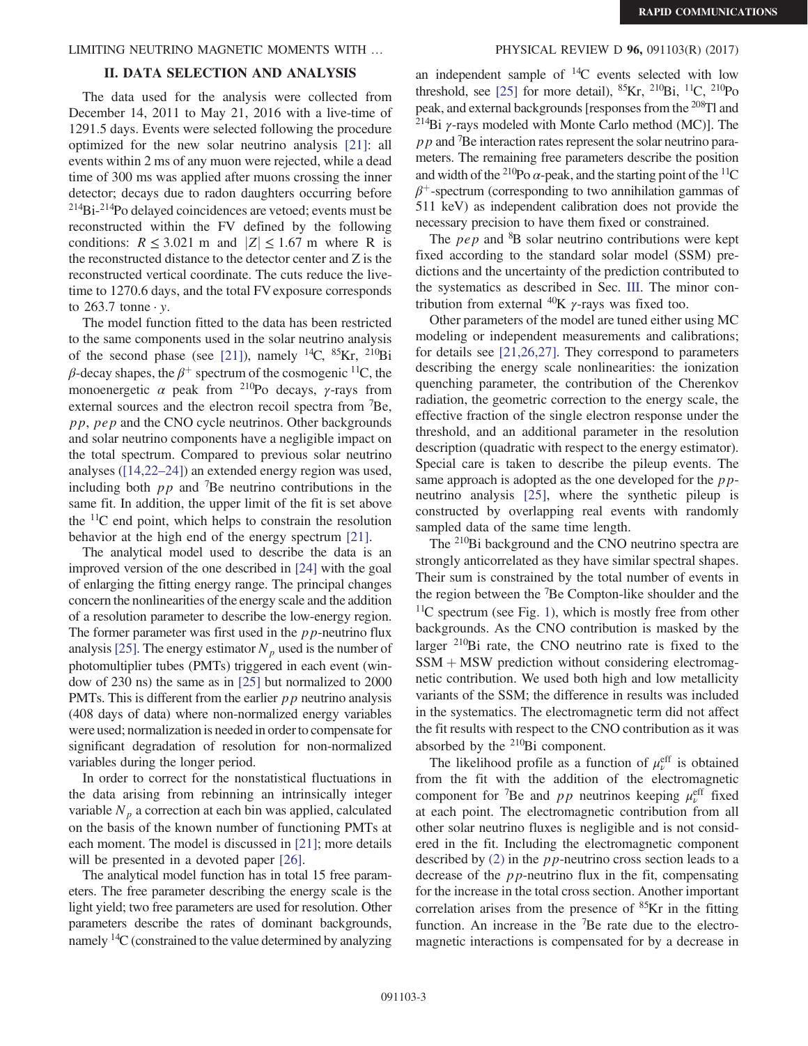## II. DATA SELECTION AND ANALYSIS

The data used for the analysis were collected from December 14, 2011 to May 21, 2016 with a live-time of 1291.5 days. Events were selected following the procedure optimized for the new solar neutrino analysis [21]: all events within 2 ms of any muon were rejected, while a dead time of 300 ms was applied after muons crossing the inner detector; decays due to radon daughters occurring before $^{214}$Bi-$^{214}$Po delayed coincidences are vetoed; events must be reconstructed within the FV defined by the following conditions: $R \leq 3.021$ m and $|Z| \leq 1.67$ m where R is the reconstructed distance to the detector center and Z is the reconstructed vertical coordinate. The cuts reduce the live-time to 1270.6 days, and the total FV exposure corresponds to 263.7 tonne $\cdot$ $y$.

The model function fitted to the data has been restricted to the same components used in the solar neutrino analysis of the second phase (see [21]), namely $^{14}$C, $^{85}$Kr, $^{210}$Bi $\beta$-decay shapes, the $\beta^+$ spectrum of the cosmogenic $^{11}$C, the monoenergetic $\alpha$ peak from $^{210}$Po decays, $\gamma$-rays from external sources and the electron recoil spectra from $^{7}$Be, $pp$, $pep$ and the CNO cycle neutrinos. Other backgrounds and solar neutrino components have a negligible impact on the total spectrum. Compared to previous solar neutrino analyses ([14,22–24]) an extended energy region was used, including both $pp$ and $^{7}$Be neutrino contributions in the same fit. In addition, the upper limit of the fit is set above the $^{11}$C end point, which helps to constrain the resolution behavior at the high end of the energy spectrum [21].

The analytical model used to describe the data is an improved version of the one described in [24] with the goal of enlarging the fitting energy range. The principal changes concern the nonlinearities of the energy scale and the addition of a resolution parameter to describe the low-energy region. The former parameter was first used in the $pp$-neutrino flux analysis [25]. The energy estimator $N_p$ used is the number of photomultiplier tubes (PMTs) triggered in each event (window of 230 ns) the same as in [25] but normalized to 2000 PMTs. This is different from the earlier $pp$ neutrino analysis (408 days of data) where non-normalized energy variables were used; normalization is needed in order to compensate for significant degradation of resolution for non-normalized variables during the longer period.

In order to correct for the nonstatistical fluctuations in the data arising from rebinning an intrinsically integer variable $N_p$ a correction at each bin was applied, calculated on the basis of the known number of functioning PMTs at each moment. The model is discussed in [21]; more details will be presented in a devoted paper [26].

The analytical model function has in total 15 free parameters. The free parameter describing the energy scale is the light yield; two free parameters are used for resolution. Other parameters describe the rates of dominant backgrounds, namely $^{14}$C (constrained to the value determined by analyzing an independent sample of $^{14}$C events selected with low threshold, see [25] for more detail), $^{85}$Kr, $^{210}$Bi, $^{11}$C, $^{210}$Po peak, and external backgrounds [responses from the $^{208}$Tl and $^{214}$Bi $\gamma$-rays modeled with Monte Carlo method (MC)]. The $pp$ and $^{7}$Be interaction rates represent the solar neutrino parameters. The remaining free parameters describe the position and width of the $^{210}$Po $\alpha$-peak, and the starting point of the $^{11}$C $\beta^+$-spectrum (corresponding to two annihilation gammas of 511 keV) as independent calibration does not provide the necessary precision to have them fixed or constrained.

The $pep$ and $^{8}$B solar neutrino contributions were kept fixed according to the standard solar model (SSM) predictions and the uncertainty of the prediction contributed to the systematics as described in Sec. III. The minor contribution from external $^{40}$K $\gamma$-rays was fixed too.

Other parameters of the model are tuned either using MC modeling or independent measurements and calibrations; for details see [21,26,27]. They correspond to parameters describing the energy scale nonlinearities: the ionization quenching parameter, the contribution of the Cherenkov radiation, the geometric correction to the energy scale, the effective fraction of the single electron response under the threshold, and an additional parameter in the resolution description (quadratic with respect to the energy estimator). Special care is taken to describe the pileup events. The same approach is adopted as the one developed for the $pp$-neutrino analysis [25], where the synthetic pileup is constructed by overlapping real events with randomly sampled data of the same time length.

The $^{210}$Bi background and the CNO neutrino spectra are strongly anticorrelated as they have similar spectral shapes. Their sum is constrained by the total number of events in the region between the $^{7}$Be Compton-like shoulder and the $^{11}$C spectrum (see Fig. 1), which is mostly free from other backgrounds. As the CNO contribution is masked by the larger $^{210}$Bi rate, the CNO neutrino rate is fixed to the SSM + MSW prediction without considering electromagnetic contribution. We used both high and low metallicity variants of the SSM; the difference in results was included in the systematics. The electromagnetic term did not affect the fit results with respect to the CNO contribution as it was absorbed by the $^{210}$Bi component.

The likelihood profile as a function of $\mu_\nu^{\rm eff}$ is obtained from the fit with the addition of the electromagnetic component for $^{7}$Be and $pp$ neutrinos keeping $\mu_\nu^{\rm eff}$ fixed at each point. The electromagnetic contribution from all other solar neutrino fluxes is negligible and is not considered in the fit. Including the electromagnetic component described by (2) in the $pp$-neutrino cross section leads to a decrease of the $pp$-neutrino flux in the fit, compensating for the increase in the total cross section. Another important correlation arises from the presence of $^{85}$Kr in the fitting function. An increase in the $^{7}$Be rate due to the electromagnetic interactions is compensated for by a decrease in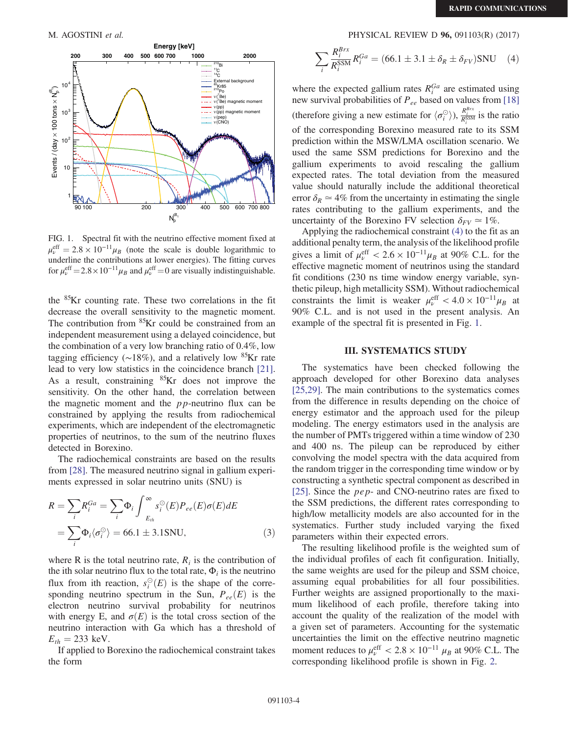FIG. 1. Spectral fit with the neutrino effective moment fixed at $\mu_\nu^{\mathrm{eff}} = 2.8 \times 10^{-11}\mu_B$ (note the scale is double logarithmic to underline the contributions at lower energies). The fitting curves for $\mu_\nu^{\mathrm{eff}} = 2.8 \times 10^{-11}\mu_B$ and $\mu_\nu^{\mathrm{eff}} = 0$ are visually indistinguishable.

the $^{85}$Kr counting rate. These two correlations in the fit decrease the overall sensitivity to the magnetic moment. The contribution from $^{85}$Kr could be constrained from an independent measurement using a delayed coincidence, but the combination of a very low branching ratio of 0.4%, low tagging efficiency (~18%), and a relatively low $^{85}$Kr rate lead to very low statistics in the coincidence branch [21]. As a result, constraining $^{85}$Kr does not improve the sensitivity. On the other hand, the correlation between the magnetic moment and the $pp$-neutrino flux can be constrained by applying the results from radiochemical experiments, which are independent of the electromagnetic properties of neutrinos, to the sum of the neutrino fluxes detected in Borexino.

The radiochemical constraints are based on the results from [28]. The measured neutrino signal in gallium experiments expressed in solar neutrino units (SNU) is

$$R = \sum_i R_i^{Ga} = \sum_i \Phi_i \int_{E_{th}}^{\infty} s_i^{\odot}(E) P_{ee}(E)\sigma(E)dE$$
$$= \sum_i \Phi_i \langle \sigma_i^{\odot} \rangle = 66.1 \pm 3.1\mathrm{SNU}, \qquad (3)$$

where R is the total neutrino rate, $R_i$ is the contribution of the ith solar neutrino flux to the total rate, $\Phi_i$ is the neutrino flux from ith reaction, $s_i^{\odot}(E)$ is the shape of the corresponding neutrino spectrum in the Sun, $P_{ee}(E)$ is the electron neutrino survival probability for neutrinos with energy E, and $\sigma(E)$ is the total cross section of the neutrino interaction with Ga which has a threshold of $E_{th} = 233$ keV.

If applied to Borexino the radiochemical constraint takes the form

$$\sum_i \frac{R_i^{Brx}}{R_i^{\mathrm{SSM}}} R_i^{Ga} = (66.1 \pm 3.1 \pm \delta_R \pm \delta_{FV})\mathrm{SNU} \qquad (4)$$

where the expected gallium rates $R_i^{Ga}$ are estimated using new survival probabilities of $P_{ee}$ based on values from [18] (therefore giving a new estimate for $\langle \sigma_i^{\odot} \rangle$), $\frac{R_i^{Brx}}{R_i^{\mathrm{SSM}}}$ is the ratio of the corresponding Borexino measured rate to its SSM prediction within the MSW/LMA oscillation scenario. We used the same SSM predictions for Borexino and the gallium experiments to avoid rescaling the gallium expected rates. The total deviation from the measured value should naturally include the additional theoretical error $\delta_R \simeq 4\%$ from the uncertainty in estimating the single rates contributing to the gallium experiments, and the uncertainty of the Borexino FV selection $\delta_{FV} \simeq 1\%$.

Applying the radiochemical constraint (4) to the fit as an additional penalty term, the analysis of the likelihood profile gives a limit of $\mu_\nu^{\mathrm{eff}} < 2.6 \times 10^{-11}\mu_B$ at 90% C.L. for the effective magnetic moment of neutrinos using the standard fit conditions (230 ns time window energy variable, synthetic pileup, high metallicity SSM). Without radiochemical constraints the limit is weaker $\mu_\nu^{\mathrm{eff}} < 4.0 \times 10^{-11}\mu_B$ at 90% C.L. and is not used in the present analysis. An example of the spectral fit is presented in Fig. 1.

## III. SYSTEMATICS STUDY

The systematics have been checked following the approach developed for other Borexino data analyses [25,29]. The main contributions to the systematics comes from the difference in results depending on the choice of energy estimator and the approach used for the pileup modeling. The energy estimators used in the analysis are the number of PMTs triggered within a time window of 230 and 400 ns. The pileup can be reproduced by either convolving the model spectra with the data acquired from the random trigger in the corresponding time window or by constructing a synthetic spectral component as described in [25]. Since the $pep$- and CNO-neutrino rates are fixed to the SSM predictions, the different rates corresponding to high/low metallicity models are also accounted for in the systematics. Further study included varying the fixed parameters within their expected errors.

The resulting likelihood profile is the weighted sum of the individual profiles of each fit configuration. Initially, the same weights are used for the pileup and SSM choice, assuming equal probabilities for all four possibilities. Further weights are assigned proportionally to the maximum likelihood of each profile, therefore taking into account the quality of the realization of the model with a given set of parameters. Accounting for the systematic uncertainties the limit on the effective neutrino magnetic moment reduces to $\mu_\nu^{\mathrm{eff}} < 2.8 \times 10^{-11}\ \mu_B$ at 90% C.L. The corresponding likelihood profile is shown in Fig. 2.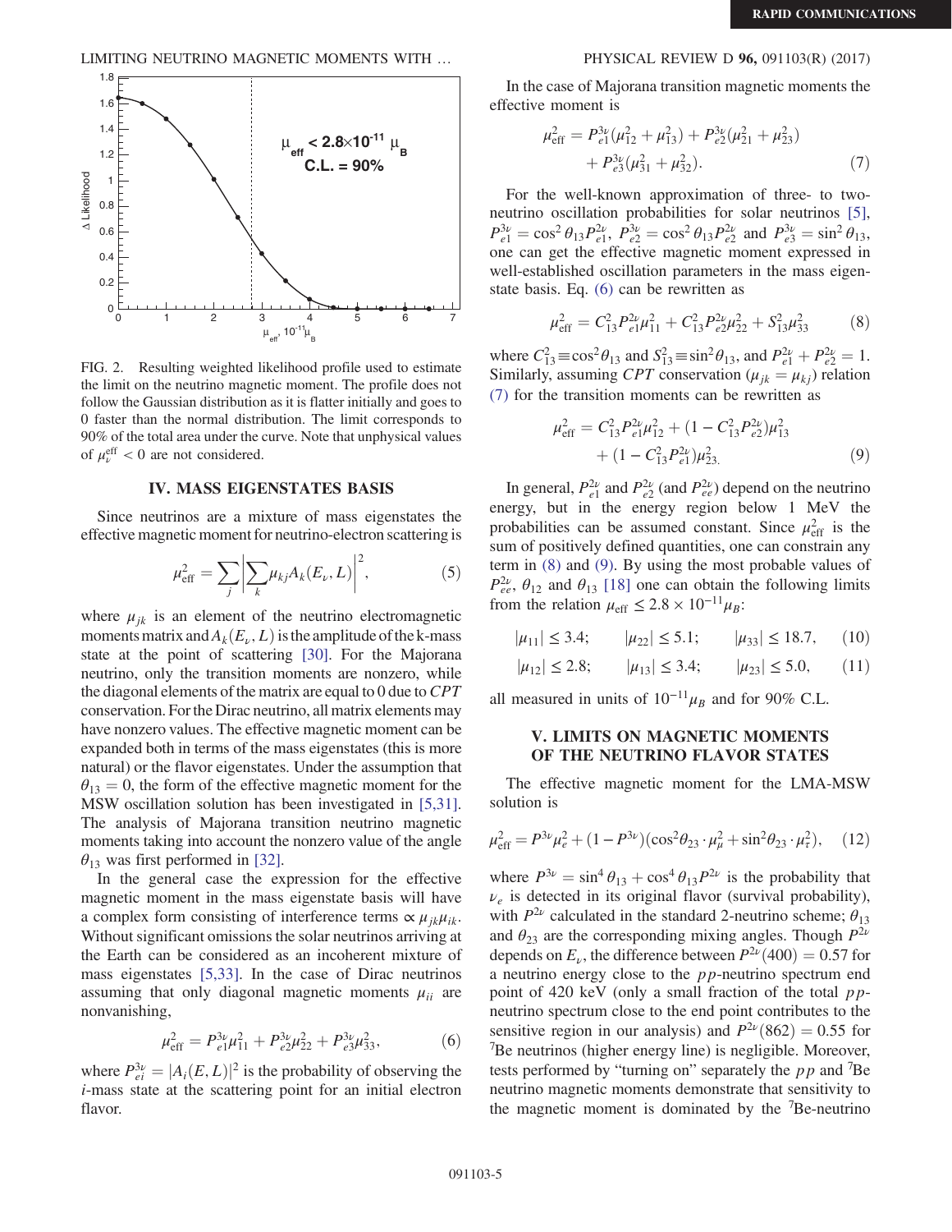FIG. 2. Resulting weighted likelihood profile used to estimate the limit on the neutrino magnetic moment. The profile does not follow the Gaussian distribution as it is flatter initially and goes to 0 faster than the normal distribution. The limit corresponds to 90% of the total area under the curve. Note that unphysical values of $\mu_\nu^{\rm eff} < 0$ are not considered.

## IV. MASS EIGENSTATES BASIS

Since neutrinos are a mixture of mass eigenstates the effective magnetic moment for neutrino-electron scattering is

$$\mu_{\rm eff}^2 = \sum_j \left| \sum_k \mu_{kj} A_k(E_\nu, L) \right|^2, \tag{5}$$

where $\mu_{jk}$ is an element of the neutrino electromagnetic moments matrix and $A_k(E_\nu, L)$ is the amplitude of the k-mass state at the point of scattering [30]. For the Majorana neutrino, only the transition moments are nonzero, while the diagonal elements of the matrix are equal to 0 due to $CPT$ conservation. For the Dirac neutrino, all matrix elements may have nonzero values. The effective magnetic moment can be expanded both in terms of the mass eigenstates (this is more natural) or the flavor eigenstates. Under the assumption that $\theta_{13} = 0$, the form of the effective magnetic moment for the MSW oscillation solution has been investigated in [5,31]. The analysis of Majorana transition neutrino magnetic moments taking into account the nonzero value of the angle $\theta_{13}$ was first performed in [32].

In the general case the expression for the effective magnetic moment in the mass eigenstate basis will have a complex form consisting of interference terms $\propto \mu_{jk}\mu_{ik}$. Without significant omissions the solar neutrinos arriving at the Earth can be considered as an incoherent mixture of mass eigenstates [5,33]. In the case of Dirac neutrinos assuming that only diagonal magnetic moments $\mu_{ii}$ are nonvanishing,

$$\mu_{\rm eff}^2 = P_{e1}^{3\nu}\mu_{11}^2 + P_{e2}^{3\nu}\mu_{22}^2 + P_{e3}^{3\nu}\mu_{33}^2, \tag{6}$$

where $P_{ei}^{3\nu} = |A_i(E, L)|^2$ is the probability of observing the $i$-mass state at the scattering point for an initial electron flavor.

In the case of Majorana transition magnetic moments the effective moment is

$$\mu_{\rm eff}^2 = P_{e1}^{3\nu}(\mu_{12}^2 + \mu_{13}^2) + P_{e2}^{3\nu}(\mu_{21}^2 + \mu_{23}^2) + P_{e3}^{3\nu}(\mu_{31}^2 + \mu_{32}^2). \tag{7}$$

For the well-known approximation of three- to two-neutrino oscillation probabilities for solar neutrinos [5], $P_{e1}^{3\nu} = \cos^2\theta_{13} P_{e1}^{2\nu}$, $P_{e2}^{3\nu} = \cos^2\theta_{13} P_{e2}^{2\nu}$ and $P_{e3}^{3\nu} = \sin^2\theta_{13}$, one can get the effective magnetic moment expressed in well-established oscillation parameters in the mass eigenstate basis. Eq. (6) can be rewritten as

$$\mu_{\rm eff}^2 = C_{13}^2 P_{e1}^{2\nu}\mu_{11}^2 + C_{13}^2 P_{e2}^{2\nu}\mu_{22}^2 + S_{13}^2\mu_{33}^2 \tag{8}$$

where $C_{13}^2 \equiv \cos^2\theta_{13}$ and $S_{13}^2 \equiv \sin^2\theta_{13}$, and $P_{e1}^{2\nu} + P_{e2}^{2\nu} = 1$. Similarly, assuming $CPT$ conservation ($\mu_{jk} = \mu_{kj}$) relation (7) for the transition moments can be rewritten as

$$\mu_{\rm eff}^2 = C_{13}^2 P_{e1}^{2\nu}\mu_{12}^2 + (1 - C_{13}^2 P_{e2}^{2\nu})\mu_{13}^2 + (1 - C_{13}^2 P_{e1}^{2\nu})\mu_{23}^2. \tag{9}$$

In general, $P_{e1}^{2\nu}$ and $P_{e2}^{2\nu}$ (and $P_{ee}^{2\nu}$) depend on the neutrino energy, but in the energy region below 1 MeV the probabilities can be assumed constant. Since $\mu_{\rm eff}^2$ is the sum of positively defined quantities, one can constrain any term in (8) and (9). By using the most probable values of $P_{ee}^{2\nu}$, $\theta_{12}$ and $\theta_{13}$ [18] one can obtain the following limits from the relation $\mu_{\rm eff} \leq 2.8 \times 10^{-11}\mu_B$:

$$|\mu_{11}| \leq 3.4; \qquad |\mu_{22}| \leq 5.1; \qquad |\mu_{33}| \leq 18.7, \tag{10}$$

$$|\mu_{12}| \leq 2.8; \qquad |\mu_{13}| \leq 3.4; \qquad |\mu_{23}| \leq 5.0, \tag{11}$$

all measured in units of $10^{-11}\mu_B$ and for 90% C.L.

## V. LIMITS ON MAGNETIC MOMENTS OF THE NEUTRINO FLAVOR STATES

The effective magnetic moment for the LMA-MSW solution is

$$\mu_{\rm eff}^2 = P^{3\nu}\mu_e^2 + (1 - P^{3\nu})(\cos^2\theta_{23} \cdot \mu_\mu^2 + \sin^2\theta_{23} \cdot \mu_\tau^2), \tag{12}$$

where $P^{3\nu} = \sin^4\theta_{13} + \cos^4\theta_{13} P^{2\nu}$ is the probability that $\nu_e$ is detected in its original flavor (survival probability), with $P^{2\nu}$ calculated in the standard 2-neutrino scheme; $\theta_{13}$ and $\theta_{23}$ are the corresponding mixing angles. Though $P^{2\nu}$ depends on $E_\nu$, the difference between $P^{2\nu}(400) = 0.57$ for a neutrino energy close to the $pp$-neutrino spectrum end point of 420 keV (only a small fraction of the total $pp$-neutrino spectrum close to the end point contributes to the sensitive region in our analysis) and $P^{2\nu}(862) = 0.55$ for $^7$Be neutrinos (higher energy line) is negligible. Moreover, tests performed by "turning on" separately the $pp$ and $^7$Be neutrino magnetic moments demonstrate that sensitivity to the magnetic moment is dominated by the $^7$Be-neutrino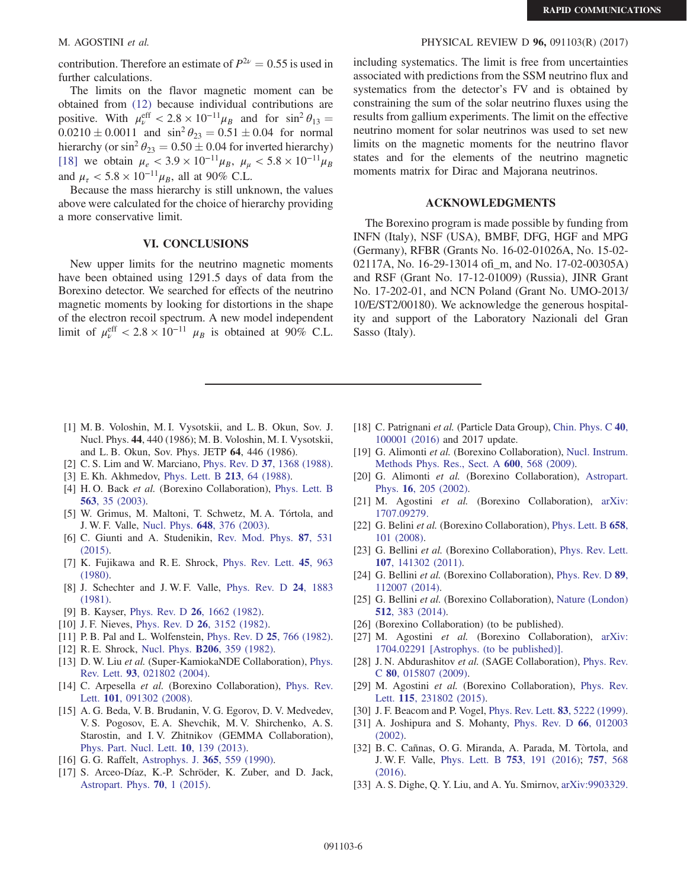contribution. Therefore an estimate of $P^{2\nu} = 0.55$ is used in further calculations.

The limits on the flavor magnetic moment can be obtained from (12) because individual contributions are positive. With $\mu_\nu^{\rm eff} < 2.8 \times 10^{-11} \mu_B$ and for $\sin^2\theta_{13} = 0.0210 \pm 0.0011$ and $\sin^2\theta_{23} = 0.51 \pm 0.04$ for normal hierarchy (or $\sin^2\theta_{23} = 0.50 \pm 0.04$ for inverted hierarchy) [18] we obtain $\mu_e < 3.9 \times 10^{-11} \mu_B$, $\mu_\mu < 5.8 \times 10^{-11} \mu_B$ and $\mu_\tau < 5.8 \times 10^{-11} \mu_B$, all at 90% C.L.

Because the mass hierarchy is still unknown, the values above were calculated for the choice of hierarchy providing a more conservative limit.

## VI. CONCLUSIONS

New upper limits for the neutrino magnetic moments have been obtained using 1291.5 days of data from the Borexino detector. We searched for effects of the neutrino magnetic moments by looking for distortions in the shape of the electron recoil spectrum. A new model independent limit of $\mu_\nu^{\rm eff} < 2.8 \times 10^{-11}$ $\mu_B$ is obtained at 90% C.L. including systematics. The limit is free from uncertainties associated with predictions from the SSM neutrino flux and systematics from the detector's FV and is obtained by constraining the sum of the solar neutrino fluxes using the results from gallium experiments. The limit on the effective neutrino moment for solar neutrinos was used to set new limits on the magnetic moments for the neutrino flavor states and for the elements of the neutrino magnetic moments matrix for Dirac and Majorana neutrinos.

## ACKNOWLEDGMENTS

The Borexino program is made possible by funding from INFN (Italy), NSF (USA), BMBF, DFG, HGF and MPG (Germany), RFBR (Grants No. 16-02-01026A, No. 15-02-02117A, No. 16-29-13014 ofi_m, and No. 17-02-00305A) and RSF (Grant No. 17-12-01009) (Russia), JINR Grant No. 17-202-01, and NCN Poland (Grant No. UMO-2013/10/E/ST2/00180). We acknowledge the generous hospitality and support of the Laboratory Nazionali del Gran Sasso (Italy).

---

[1] M. B. Voloshin, M. I. Vysotskii, and L. B. Okun, Sov. J. Nucl. Phys. **44**, 440 (1986); M. B. Voloshin, M. I. Vysotskii, and L. B. Okun, Sov. Phys. JETP **64**, 446 (1986).

[2] C. S. Lim and W. Marciano, Phys. Rev. D **37**, 1368 (1988).

[3] E. Kh. Akhmedov, Phys. Lett. B **213**, 64 (1988).

[4] H. O. Back *et al.* (Borexino Collaboration), Phys. Lett. B **563**, 35 (2003).

[5] W. Grimus, M. Maltoni, T. Schwetz, M. A. Tórtola, and J. W. F. Valle, Nucl. Phys. **648**, 376 (2003).

[6] C. Giunti and A. Studenikin, Rev. Mod. Phys. **87**, 531 (2015).

[7] K. Fujikawa and R. E. Shrock, Phys. Rev. Lett. **45**, 963 (1980).

[8] J. Schechter and J. W. F. Valle, Phys. Rev. D **24**, 1883 (1981).

[9] B. Kayser, Phys. Rev. D **26**, 1662 (1982).

[10] J. F. Nieves, Phys. Rev. D **26**, 3152 (1982).

[11] P. B. Pal and L. Wolfenstein, Phys. Rev. D **25**, 766 (1982).

[12] R. E. Shrock, Nucl. Phys. **B206**, 359 (1982).

[13] D. W. Liu *et al.* (Super-KamiokaNDE Collaboration), Phys. Rev. Lett. **93**, 021802 (2004).

[14] C. Arpesella *et al.* (Borexino Collaboration), Phys. Rev. Lett. **101**, 091302 (2008).

[15] A. G. Beda, V. B. Brudanin, V. G. Egorov, D. V. Medvedev, V. S. Pogosov, E. A. Shevchik, M. V. Shirchenko, A. S. Starostin, and I. V. Zhitnikov (GEMMA Collaboration), Phys. Part. Nucl. Lett. **10**, 139 (2013).

[16] G. G. Raffelt, Astrophys. J. **365**, 559 (1990).

[17] S. Arceo-Díaz, K.-P. Schröder, K. Zuber, and D. Jack, Astropart. Phys. **70**, 1 (2015).

[18] C. Patrignani *et al.* (Particle Data Group), Chin. Phys. C **40**, 100001 (2016) and 2017 update.

[19] G. Alimonti *et al.* (Borexino Collaboration), Nucl. Instrum. Methods Phys. Res., Sect. A **600**, 568 (2009).

[20] G. Alimonti *et al.* (Borexino Collaboration), Astropart. Phys. **16**, 205 (2002).

[21] M. Agostini *et al.* (Borexino Collaboration), arXiv: 1707.09279.

[22] G. Belini *et al.* (Borexino Collaboration), Phys. Lett. B **658**, 101 (2008).

[23] G. Bellini *et al.* (Borexino Collaboration), Phys. Rev. Lett. **107**, 141302 (2011).

[24] G. Bellini *et al.* (Borexino Collaboration), Phys. Rev. D **89**, 112007 (2014).

[25] G. Bellini *et al.* (Borexino Collaboration), Nature (London) **512**, 383 (2014).

[26] (Borexino Collaboration) (to be published).

[27] M. Agostini *et al.* (Borexino Collaboration), arXiv: 1704.02291 [Astrophys. (to be published)].

[28] J. N. Abdurashitov *et al.* (SAGE Collaboration), Phys. Rev. C **80**, 015807 (2009).

[29] M. Agostini *et al.* (Borexino Collaboration), Phys. Rev. Lett. **115**, 231802 (2015).

[30] J. F. Beacom and P. Vogel, Phys. Rev. Lett. **83**, 5222 (1999).

[31] A. Joshipura and S. Mohanty, Phys. Rev. D **66**, 012003 (2002).

[32] B. C. Cañnas, O. G. Miranda, A. Parada, M. Tòrtola, and J. W. F. Valle, Phys. Lett. B **753**, 191 (2016); **757**, 568 (2016).

[33] A. S. Dighe, Q. Y. Liu, and A. Yu. Smirnov, arXiv:9903329.